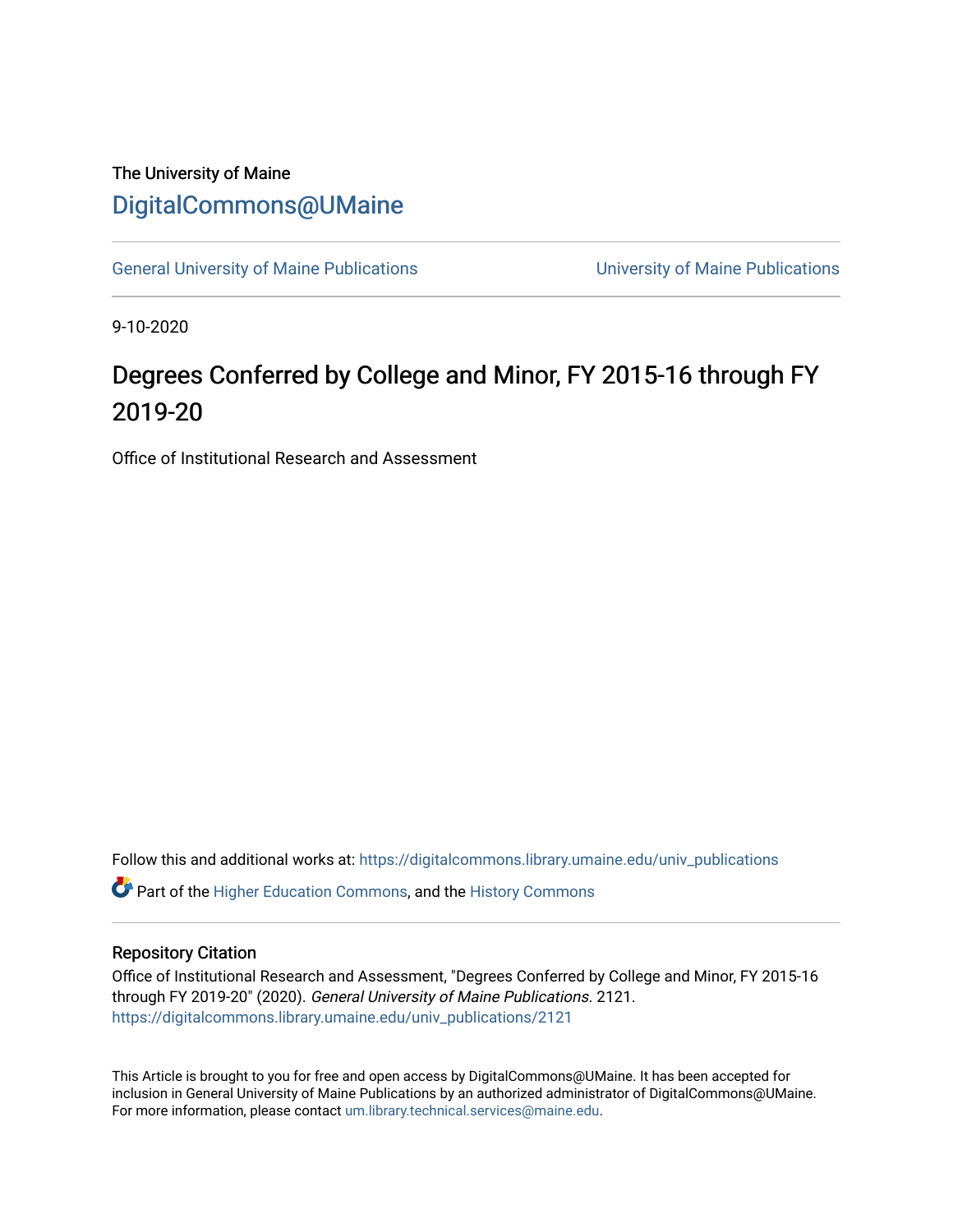The University of Maine

# DigitalCommons@UMaine

General University of Maine Publications | University of Maine Publications

9-10-2020

## Degrees Conferred by College and Minor, FY 2015-16 through FY 2019-20

Office of Institutional Research and Assessment

Follow this and additional works at: https://digitalcommons.library.umaine.edu/univ_publications

Part of the Higher Education Commons, and the History Commons

### Repository Citation

Office of Institutional Research and Assessment, "Degrees Conferred by College and Minor, FY 2015-16 through FY 2019-20" (2020). *General University of Maine Publications*. 2121.
https://digitalcommons.library.umaine.edu/univ_publications/2121

This Article is brought to you for free and open access by DigitalCommons@UMaine. It has been accepted for inclusion in General University of Maine Publications by an authorized administrator of DigitalCommons@UMaine. For more information, please contact um.library.technical.services@maine.edu.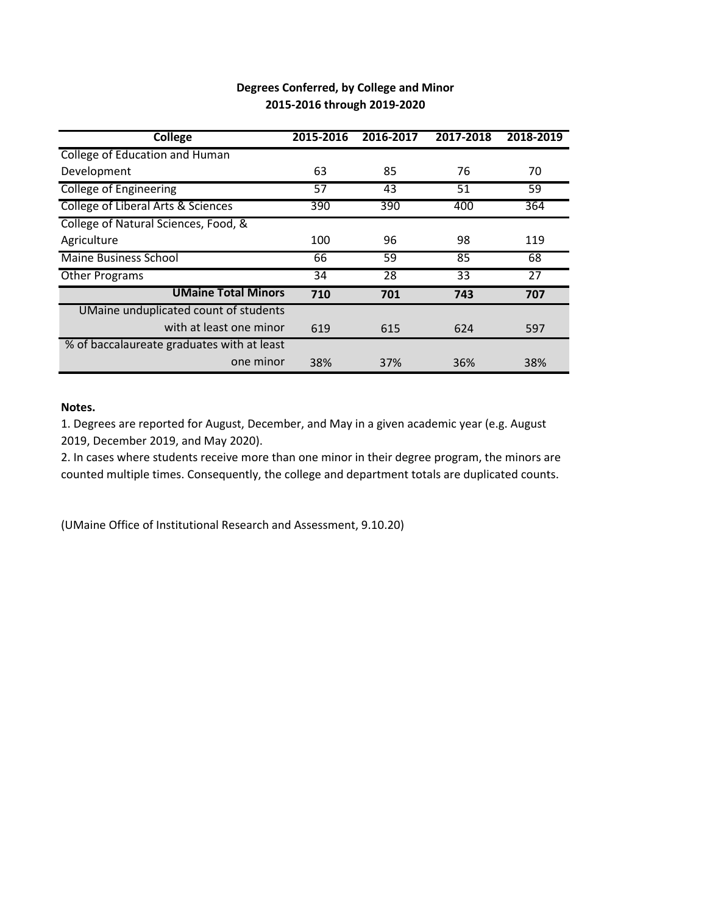**Degrees Conferred, by College and Minor**
**2015-2016 through 2019-2020**

| College | 2015-2016 | 2016-2017 | 2017-2018 | 2018-2019 |
|---|---|---|---|---|
| College of Education and Human Development | 63 | 85 | 76 | 70 |
| College of Engineering | 57 | 43 | 51 | 59 |
| College of Liberal Arts & Sciences | 390 | 390 | 400 | 364 |
| College of Natural Sciences, Food, & Agriculture | 100 | 96 | 98 | 119 |
| Maine Business School | 66 | 59 | 85 | 68 |
| Other Programs | 34 | 28 | 33 | 27 |
| **UMaine Total Minors** | **710** | **701** | **743** | **707** |
| UMaine unduplicated count of students with at least one minor | 619 | 615 | 624 | 597 |
| % of baccalaureate graduates with at least one minor | 38% | 37% | 36% | 38% |

**Notes.**

1. Degrees are reported for August, December, and May in a given academic year (e.g. August 2019, December 2019, and May 2020).
2. In cases where students receive more than one minor in their degree program, the minors are counted multiple times. Consequently, the college and department totals are duplicated counts.

(UMaine Office of Institutional Research and Assessment, 9.10.20)